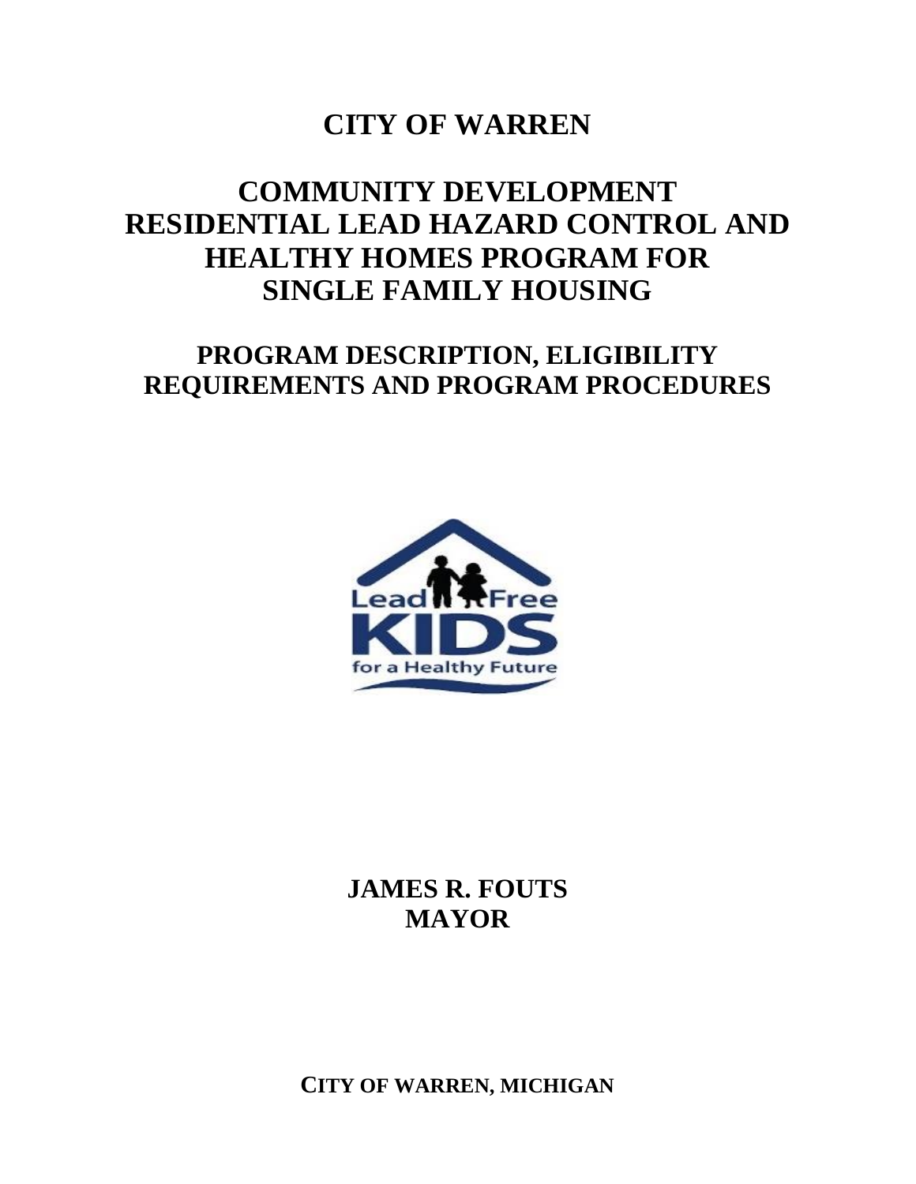# CITY OF WARREN

# COMMUNITY DEVELOPMENT RESIDENTIAL LEAD HAZARD CONTROL AND HEALTHY HOMES PROGRAM FOR SINGLE FAMILY HOUSING

## PROGRAM DESCRIPTION, ELIGIBILITY REQUIREMENTS AND PROGRAM PROCEDURES

**JAMES R. FOUTS**
**MAYOR**

**CITY OF WARREN, MICHIGAN**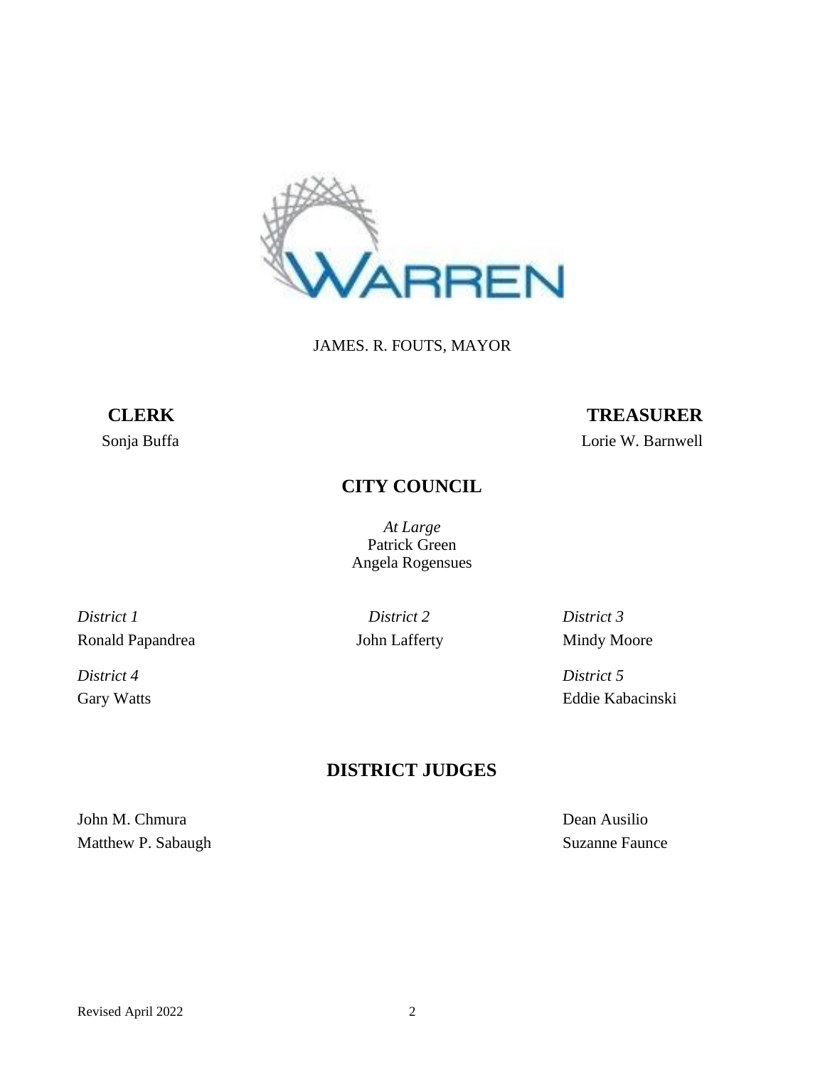WARREN

JAMES. R. FOUTS, MAYOR

**CLERK**

Sonja Buffa

**TREASURER**

Lorie W. Barnwell

## CITY COUNCIL

*At Large*
Patrick Green
Angela Rogensues

*District 1*
Ronald Papandrea

*District 2*
John Lafferty

*District 3*
Mindy Moore

*District 4*
Gary Watts

*District 5*
Eddie Kabacinski

## DISTRICT JUDGES

John M. Chmura
Matthew P. Sabaugh
Dean Ausilio
Suzanne Faunce

Revised April 2022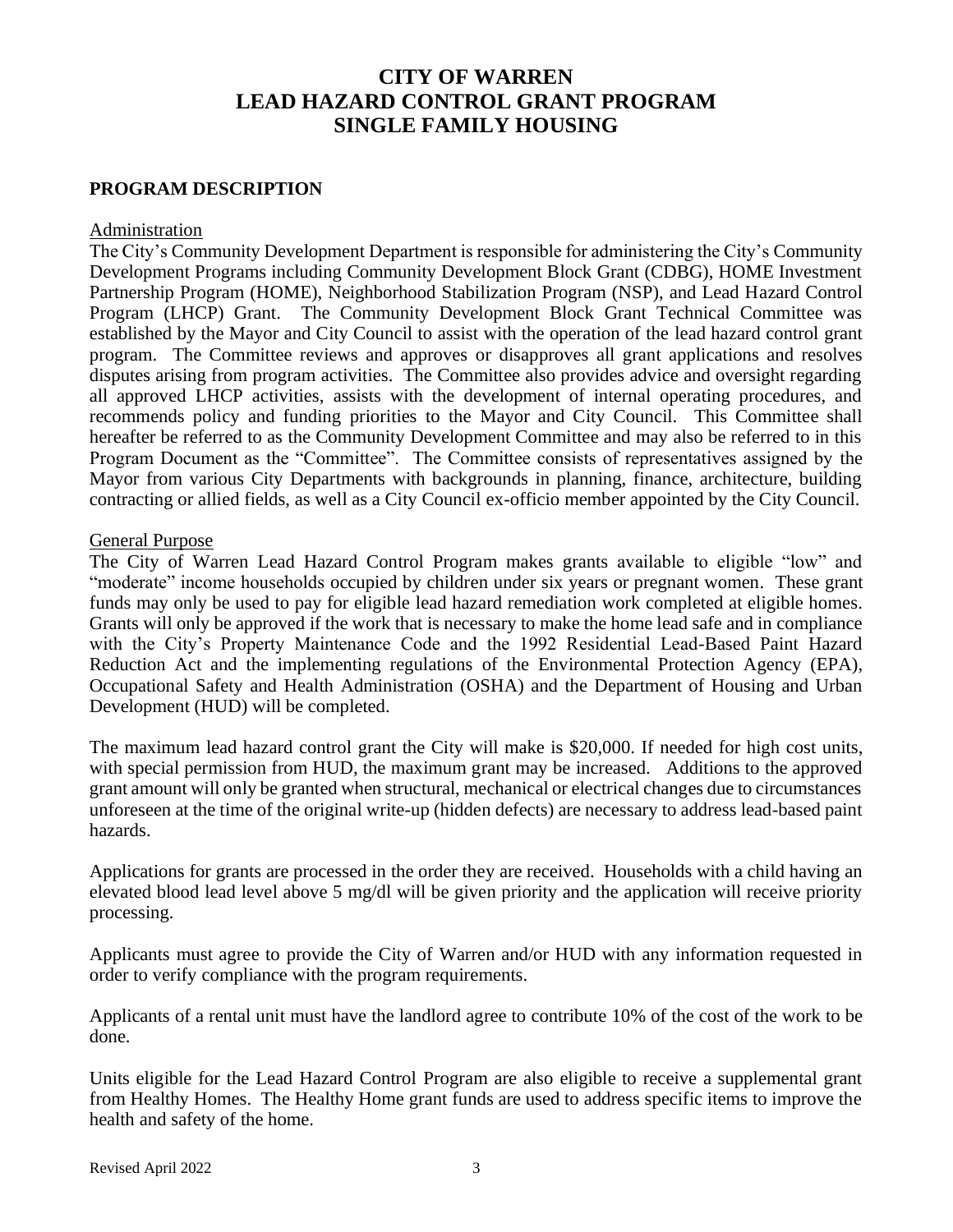# CITY OF WARREN
# LEAD HAZARD CONTROL GRANT PROGRAM
# SINGLE FAMILY HOUSING

## PROGRAM DESCRIPTION

### Administration

The City's Community Development Department is responsible for administering the City's Community Development Programs including Community Development Block Grant (CDBG), HOME Investment Partnership Program (HOME), Neighborhood Stabilization Program (NSP), and Lead Hazard Control Program (LHCP) Grant. The Community Development Block Grant Technical Committee was established by the Mayor and City Council to assist with the operation of the lead hazard control grant program. The Committee reviews and approves or disapproves all grant applications and resolves disputes arising from program activities. The Committee also provides advice and oversight regarding all approved LHCP activities, assists with the development of internal operating procedures, and recommends policy and funding priorities to the Mayor and City Council. This Committee shall hereafter be referred to as the Community Development Committee and may also be referred to in this Program Document as the "Committee". The Committee consists of representatives assigned by the Mayor from various City Departments with backgrounds in planning, finance, architecture, building contracting or allied fields, as well as a City Council ex-officio member appointed by the City Council.

### General Purpose

The City of Warren Lead Hazard Control Program makes grants available to eligible "low" and "moderate" income households occupied by children under six years or pregnant women. These grant funds may only be used to pay for eligible lead hazard remediation work completed at eligible homes. Grants will only be approved if the work that is necessary to make the home lead safe and in compliance with the City's Property Maintenance Code and the 1992 Residential Lead-Based Paint Hazard Reduction Act and the implementing regulations of the Environmental Protection Agency (EPA), Occupational Safety and Health Administration (OSHA) and the Department of Housing and Urban Development (HUD) will be completed.

The maximum lead hazard control grant the City will make is $20,000. If needed for high cost units, with special permission from HUD, the maximum grant may be increased. Additions to the approved grant amount will only be granted when structural, mechanical or electrical changes due to circumstances unforeseen at the time of the original write-up (hidden defects) are necessary to address lead-based paint hazards.

Applications for grants are processed in the order they are received. Households with a child having an elevated blood lead level above 5 mg/dl will be given priority and the application will receive priority processing.

Applicants must agree to provide the City of Warren and/or HUD with any information requested in order to verify compliance with the program requirements.

Applicants of a rental unit must have the landlord agree to contribute 10% of the cost of the work to be done.

Units eligible for the Lead Hazard Control Program are also eligible to receive a supplemental grant from Healthy Homes. The Healthy Home grant funds are used to address specific items to improve the health and safety of the home.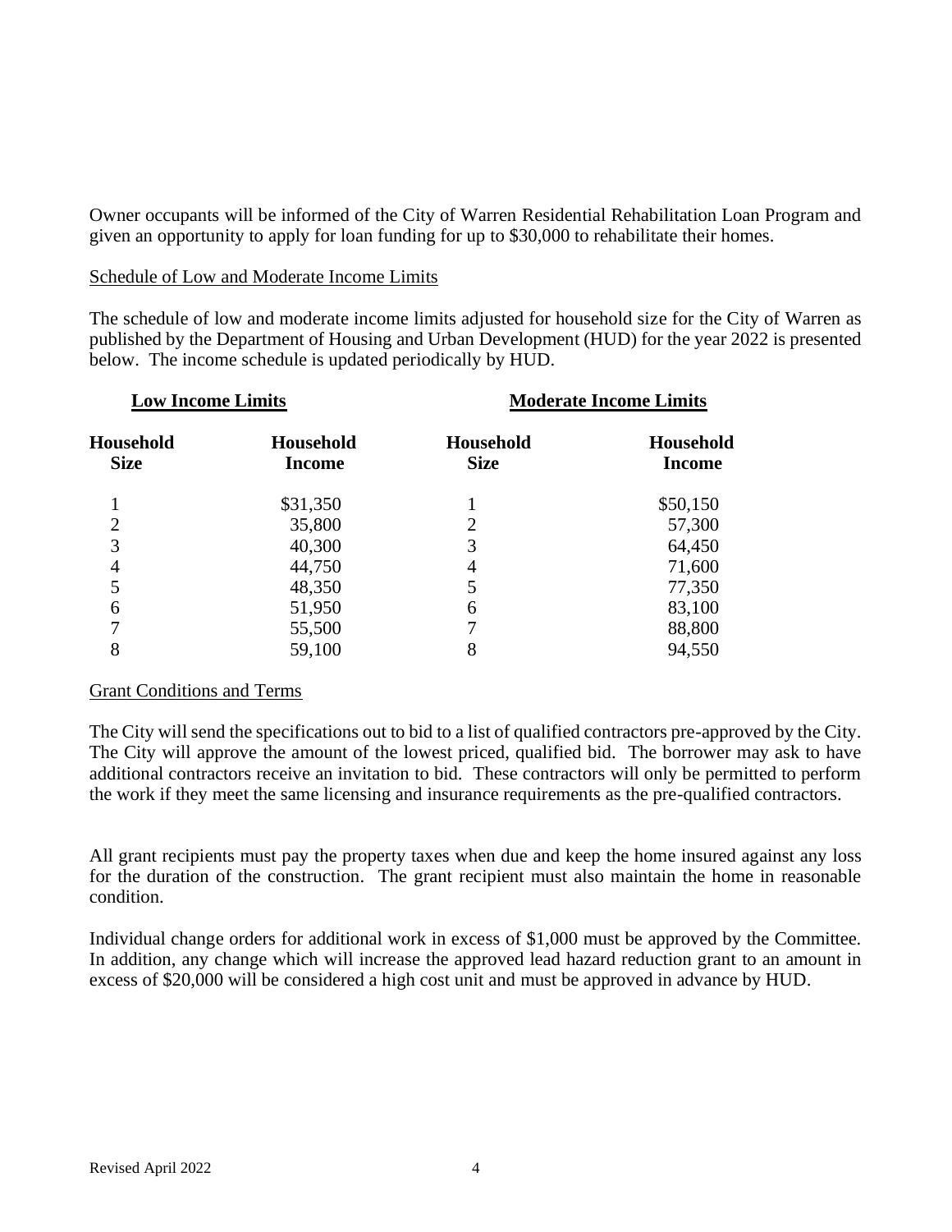Owner occupants will be informed of the City of Warren Residential Rehabilitation Loan Program and given an opportunity to apply for loan funding for up to $30,000 to rehabilitate their homes.

Schedule of Low and Moderate Income Limits

The schedule of low and moderate income limits adjusted for household size for the City of Warren as published by the Department of Housing and Urban Development (HUD) for the year 2022 is presented below. The income schedule is updated periodically by HUD.

| **Low Income Limits** | | **Moderate Income Limits** | |
|---|---|---|---|
| **Household Size** | **Household Income** | **Household Size** | **Household Income** |
| 1 | $31,350 | 1 | $50,150 |
| 2 | 35,800 | 2 | 57,300 |
| 3 | 40,300 | 3 | 64,450 |
| 4 | 44,750 | 4 | 71,600 |
| 5 | 48,350 | 5 | 77,350 |
| 6 | 51,950 | 6 | 83,100 |
| 7 | 55,500 | 7 | 88,800 |
| 8 | 59,100 | 8 | 94,550 |

Grant Conditions and Terms

The City will send the specifications out to bid to a list of qualified contractors pre-approved by the City. The City will approve the amount of the lowest priced, qualified bid. The borrower may ask to have additional contractors receive an invitation to bid. These contractors will only be permitted to perform the work if they meet the same licensing and insurance requirements as the pre-qualified contractors.

All grant recipients must pay the property taxes when due and keep the home insured against any loss for the duration of the construction. The grant recipient must also maintain the home in reasonable condition.

Individual change orders for additional work in excess of $1,000 must be approved by the Committee. In addition, any change which will increase the approved lead hazard reduction grant to an amount in excess of $20,000 will be considered a high cost unit and must be approved in advance by HUD.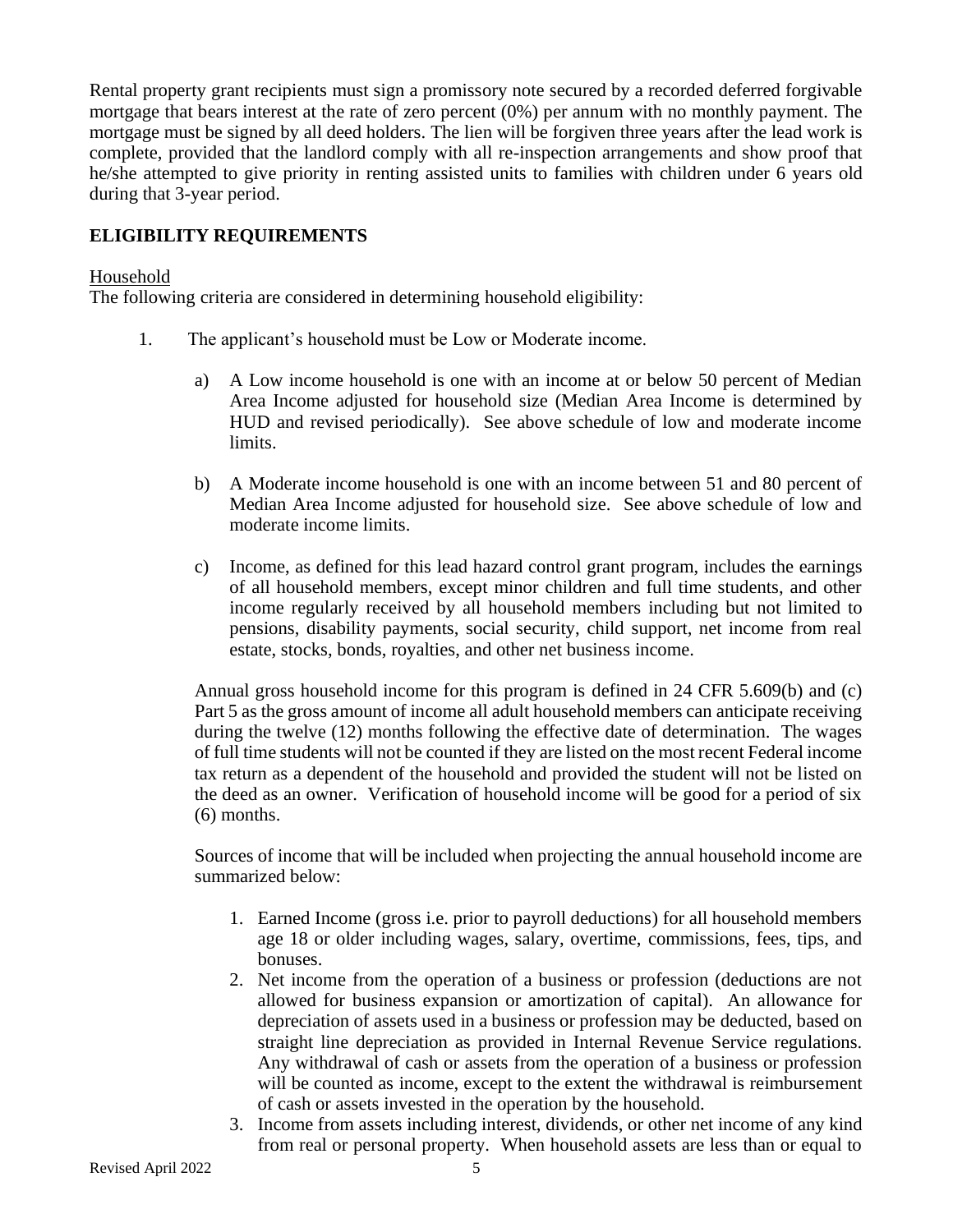Rental property grant recipients must sign a promissory note secured by a recorded deferred forgivable mortgage that bears interest at the rate of zero percent (0%) per annum with no monthly payment. The mortgage must be signed by all deed holders. The lien will be forgiven three years after the lead work is complete, provided that the landlord comply with all re-inspection arrangements and show proof that he/she attempted to give priority in renting assisted units to families with children under 6 years old during that 3-year period.

## ELIGIBILITY REQUIREMENTS

Household

The following criteria are considered in determining household eligibility:

1. The applicant's household must be Low or Moderate income.

   a) A Low income household is one with an income at or below 50 percent of Median Area Income adjusted for household size (Median Area Income is determined by HUD and revised periodically). See above schedule of low and moderate income limits.

   b) A Moderate income household is one with an income between 51 and 80 percent of Median Area Income adjusted for household size. See above schedule of low and moderate income limits.

   c) Income, as defined for this lead hazard control grant program, includes the earnings of all household members, except minor children and full time students, and other income regularly received by all household members including but not limited to pensions, disability payments, social security, child support, net income from real estate, stocks, bonds, royalties, and other net business income.

   Annual gross household income for this program is defined in 24 CFR 5.609(b) and (c) Part 5 as the gross amount of income all adult household members can anticipate receiving during the twelve (12) months following the effective date of determination. The wages of full time students will not be counted if they are listed on the most recent Federal income tax return as a dependent of the household and provided the student will not be listed on the deed as an owner. Verification of household income will be good for a period of six (6) months.

   Sources of income that will be included when projecting the annual household income are summarized below:

   1. Earned Income (gross i.e. prior to payroll deductions) for all household members age 18 or older including wages, salary, overtime, commissions, fees, tips, and bonuses.
   2. Net income from the operation of a business or profession (deductions are not allowed for business expansion or amortization of capital). An allowance for depreciation of assets used in a business or profession may be deducted, based on straight line depreciation as provided in Internal Revenue Service regulations. Any withdrawal of cash or assets from the operation of a business or profession will be counted as income, except to the extent the withdrawal is reimbursement of cash or assets invested in the operation by the household.
   3. Income from assets including interest, dividends, or other net income of any kind from real or personal property. When household assets are less than or equal to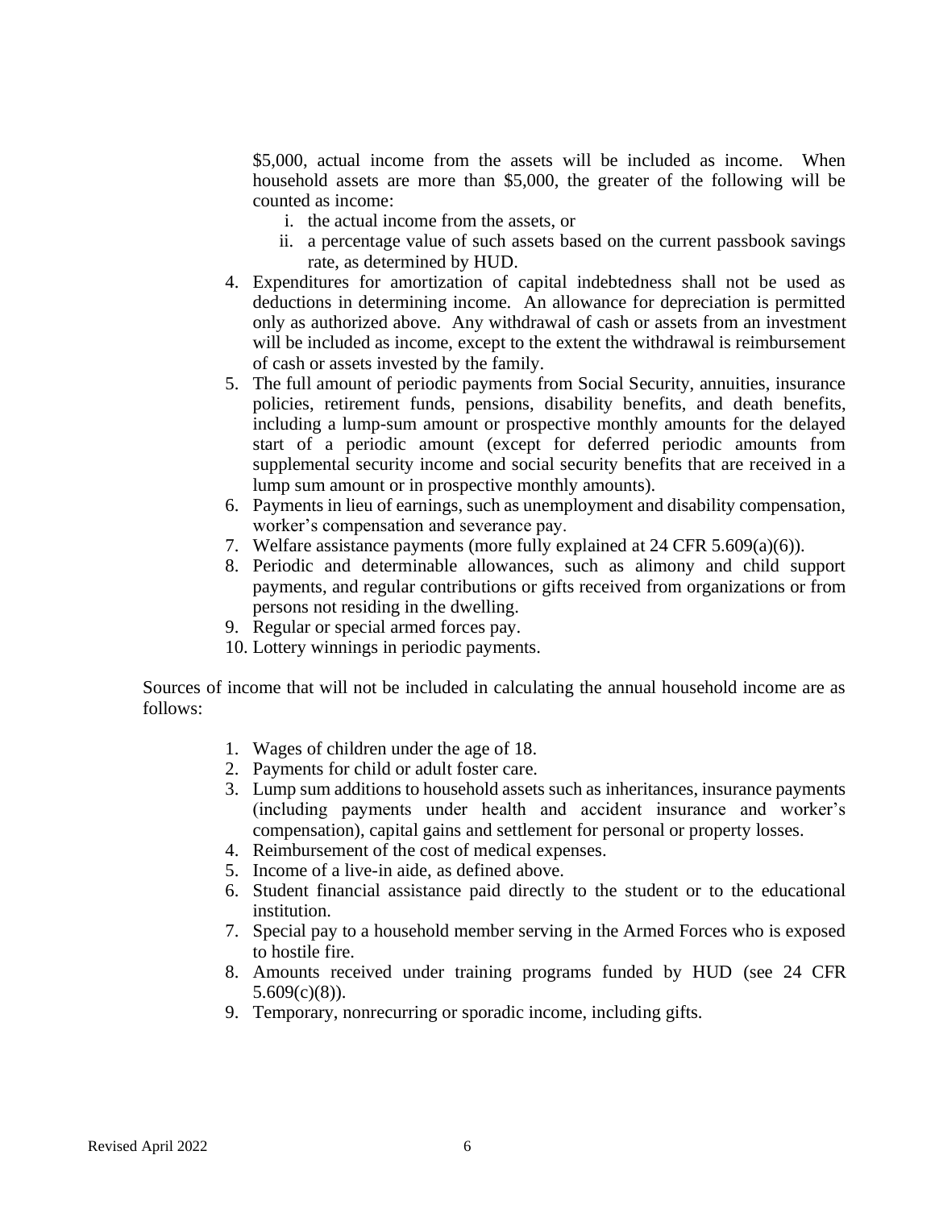$5,000, actual income from the assets will be included as income. When household assets are more than $5,000, the greater of the following will be counted as income:

   i. the actual income from the assets, or
   ii. a percentage value of such assets based on the current passbook savings rate, as determined by HUD.

4. Expenditures for amortization of capital indebtedness shall not be used as deductions in determining income. An allowance for depreciation is permitted only as authorized above. Any withdrawal of cash or assets from an investment will be included as income, except to the extent the withdrawal is reimbursement of cash or assets invested by the family.
5. The full amount of periodic payments from Social Security, annuities, insurance policies, retirement funds, pensions, disability benefits, and death benefits, including a lump-sum amount or prospective monthly amounts for the delayed start of a periodic amount (except for deferred periodic amounts from supplemental security income and social security benefits that are received in a lump sum amount or in prospective monthly amounts).
6. Payments in lieu of earnings, such as unemployment and disability compensation, worker's compensation and severance pay.
7. Welfare assistance payments (more fully explained at 24 CFR 5.609(a)(6)).
8. Periodic and determinable allowances, such as alimony and child support payments, and regular contributions or gifts received from organizations or from persons not residing in the dwelling.
9. Regular or special armed forces pay.
10. Lottery winnings in periodic payments.

Sources of income that will not be included in calculating the annual household income are as follows:

1. Wages of children under the age of 18.
2. Payments for child or adult foster care.
3. Lump sum additions to household assets such as inheritances, insurance payments (including payments under health and accident insurance and worker's compensation), capital gains and settlement for personal or property losses.
4. Reimbursement of the cost of medical expenses.
5. Income of a live-in aide, as defined above.
6. Student financial assistance paid directly to the student or to the educational institution.
7. Special pay to a household member serving in the Armed Forces who is exposed to hostile fire.
8. Amounts received under training programs funded by HUD (see 24 CFR 5.609(c)(8)).
9. Temporary, nonrecurring or sporadic income, including gifts.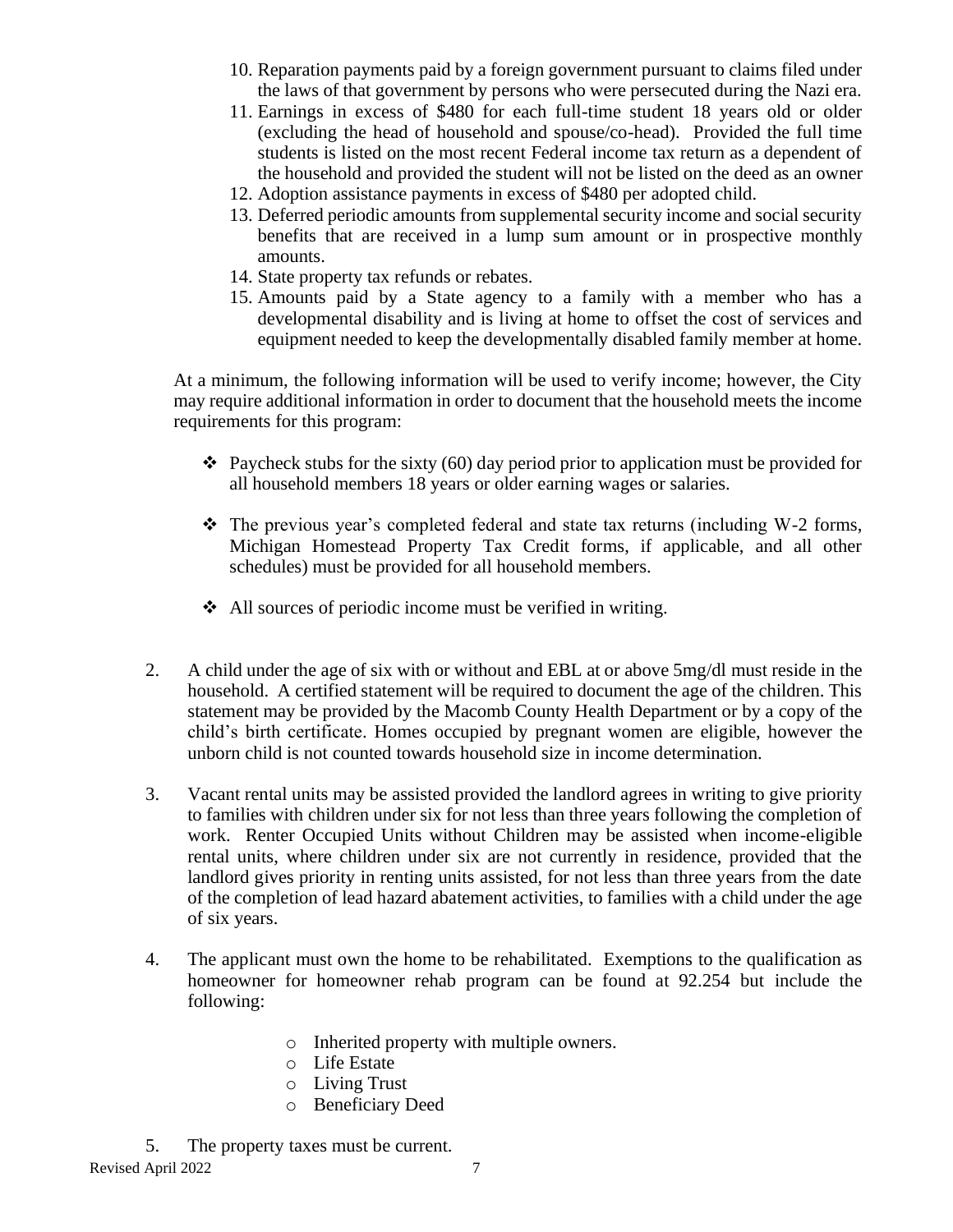10. Reparation payments paid by a foreign government pursuant to claims filed under the laws of that government by persons who were persecuted during the Nazi era.
11. Earnings in excess of $480 for each full-time student 18 years old or older (excluding the head of household and spouse/co-head). Provided the full time students is listed on the most recent Federal income tax return as a dependent of the household and provided the student will not be listed on the deed as an owner
12. Adoption assistance payments in excess of $480 per adopted child.
13. Deferred periodic amounts from supplemental security income and social security benefits that are received in a lump sum amount or in prospective monthly amounts.
14. State property tax refunds or rebates.
15. Amounts paid by a State agency to a family with a member who has a developmental disability and is living at home to offset the cost of services and equipment needed to keep the developmentally disabled family member at home.

At a minimum, the following information will be used to verify income; however, the City may require additional information in order to document that the household meets the income requirements for this program:

- ❖ Paycheck stubs for the sixty (60) day period prior to application must be provided for all household members 18 years or older earning wages or salaries.
- ❖ The previous year's completed federal and state tax returns (including W-2 forms, Michigan Homestead Property Tax Credit forms, if applicable, and all other schedules) must be provided for all household members.
- ❖ All sources of periodic income must be verified in writing.

2. A child under the age of six with or without and EBL at or above 5mg/dl must reside in the household. A certified statement will be required to document the age of the children. This statement may be provided by the Macomb County Health Department or by a copy of the child's birth certificate. Homes occupied by pregnant women are eligible, however the unborn child is not counted towards household size in income determination.

3. Vacant rental units may be assisted provided the landlord agrees in writing to give priority to families with children under six for not less than three years following the completion of work. Renter Occupied Units without Children may be assisted when income-eligible rental units, where children under six are not currently in residence, provided that the landlord gives priority in renting units assisted, for not less than three years from the date of the completion of lead hazard abatement activities, to families with a child under the age of six years.

4. The applicant must own the home to be rehabilitated. Exemptions to the qualification as homeowner for homeowner rehab program can be found at 92.254 but include the following:

   - o Inherited property with multiple owners.
   - o Life Estate
   - o Living Trust
   - o Beneficiary Deed

5. The property taxes must be current.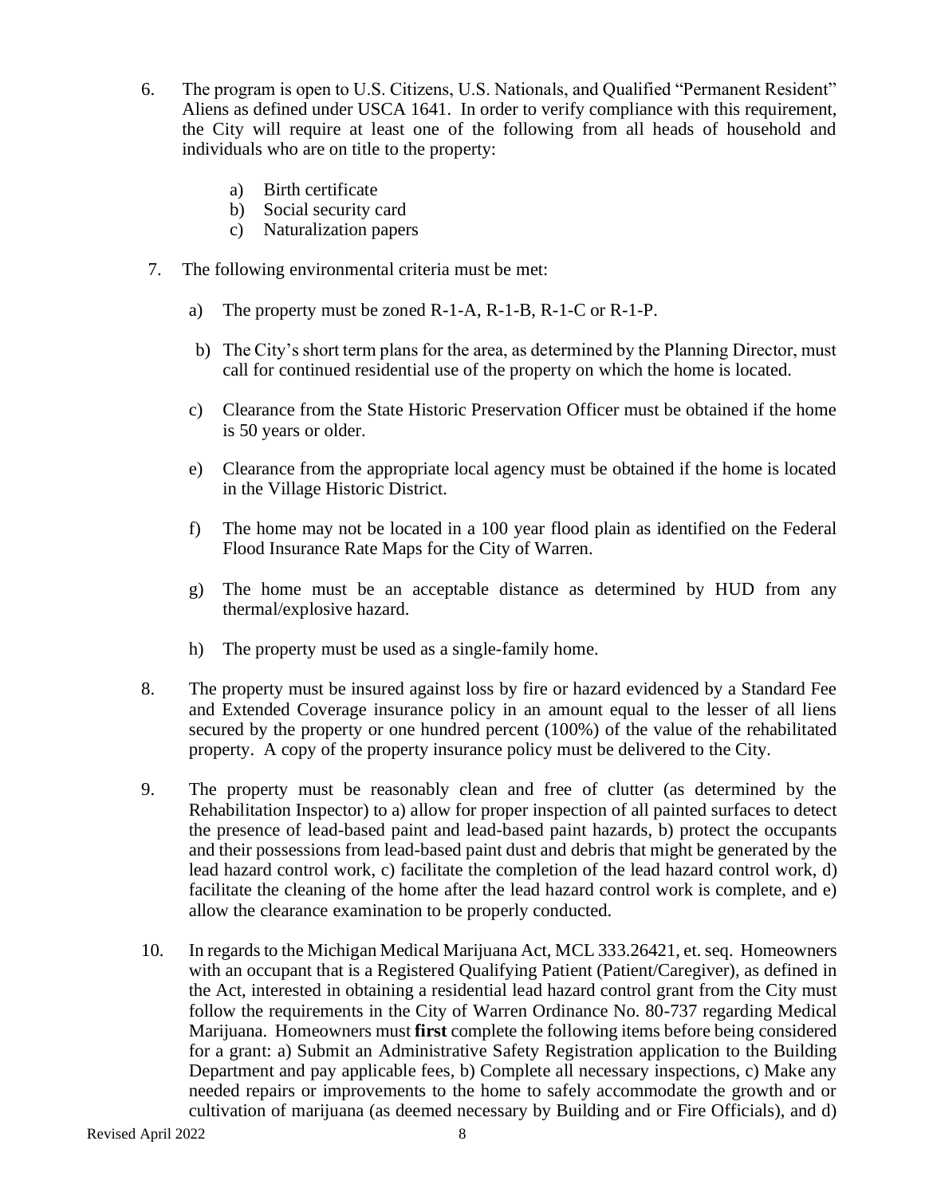6. The program is open to U.S. Citizens, U.S. Nationals, and Qualified "Permanent Resident" Aliens as defined under USCA 1641. In order to verify compliance with this requirement, the City will require at least one of the following from all heads of household and individuals who are on title to the property:

   a) Birth certificate
   b) Social security card
   c) Naturalization papers

7. The following environmental criteria must be met:

   a) The property must be zoned R-1-A, R-1-B, R-1-C or R-1-P.

   b) The City's short term plans for the area, as determined by the Planning Director, must call for continued residential use of the property on which the home is located.

   c) Clearance from the State Historic Preservation Officer must be obtained if the home is 50 years or older.

   e) Clearance from the appropriate local agency must be obtained if the home is located in the Village Historic District.

   f) The home may not be located in a 100 year flood plain as identified on the Federal Flood Insurance Rate Maps for the City of Warren.

   g) The home must be an acceptable distance as determined by HUD from any thermal/explosive hazard.

   h) The property must be used as a single-family home.

8. The property must be insured against loss by fire or hazard evidenced by a Standard Fee and Extended Coverage insurance policy in an amount equal to the lesser of all liens secured by the property or one hundred percent (100%) of the value of the rehabilitated property. A copy of the property insurance policy must be delivered to the City.

9. The property must be reasonably clean and free of clutter (as determined by the Rehabilitation Inspector) to a) allow for proper inspection of all painted surfaces to detect the presence of lead-based paint and lead-based paint hazards, b) protect the occupants and their possessions from lead-based paint dust and debris that might be generated by the lead hazard control work, c) facilitate the completion of the lead hazard control work, d) facilitate the cleaning of the home after the lead hazard control work is complete, and e) allow the clearance examination to be properly conducted.

10. In regards to the Michigan Medical Marijuana Act, MCL 333.26421, et. seq. Homeowners with an occupant that is a Registered Qualifying Patient (Patient/Caregiver), as defined in the Act, interested in obtaining a residential lead hazard control grant from the City must follow the requirements in the City of Warren Ordinance No. 80-737 regarding Medical Marijuana. Homeowners must **first** complete the following items before being considered for a grant: a) Submit an Administrative Safety Registration application to the Building Department and pay applicable fees, b) Complete all necessary inspections, c) Make any needed repairs or improvements to the home to safely accommodate the growth and or cultivation of marijuana (as deemed necessary by Building and or Fire Officials), and d)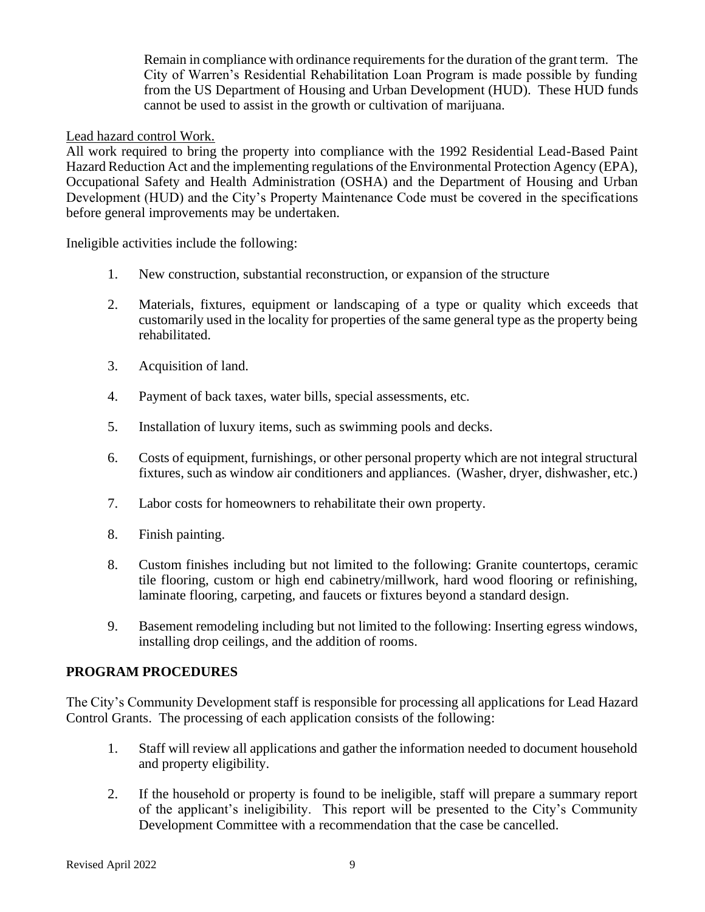Remain in compliance with ordinance requirements for the duration of the grant term. The City of Warren's Residential Rehabilitation Loan Program is made possible by funding from the US Department of Housing and Urban Development (HUD). These HUD funds cannot be used to assist in the growth or cultivation of marijuana.

<u>Lead hazard control Work.</u>

All work required to bring the property into compliance with the 1992 Residential Lead-Based Paint Hazard Reduction Act and the implementing regulations of the Environmental Protection Agency (EPA), Occupational Safety and Health Administration (OSHA) and the Department of Housing and Urban Development (HUD) and the City's Property Maintenance Code must be covered in the specifications before general improvements may be undertaken.

Ineligible activities include the following:

1. New construction, substantial reconstruction, or expansion of the structure

2. Materials, fixtures, equipment or landscaping of a type or quality which exceeds that customarily used in the locality for properties of the same general type as the property being rehabilitated.

3. Acquisition of land.

4. Payment of back taxes, water bills, special assessments, etc.

5. Installation of luxury items, such as swimming pools and decks.

6. Costs of equipment, furnishings, or other personal property which are not integral structural fixtures, such as window air conditioners and appliances. (Washer, dryer, dishwasher, etc.)

7. Labor costs for homeowners to rehabilitate their own property.

8. Finish painting.

8. Custom finishes including but not limited to the following: Granite countertops, ceramic tile flooring, custom or high end cabinetry/millwork, hard wood flooring or refinishing, laminate flooring, carpeting, and faucets or fixtures beyond a standard design.

9. Basement remodeling including but not limited to the following: Inserting egress windows, installing drop ceilings, and the addition of rooms.

## PROGRAM PROCEDURES

The City's Community Development staff is responsible for processing all applications for Lead Hazard Control Grants. The processing of each application consists of the following:

1. Staff will review all applications and gather the information needed to document household and property eligibility.

2. If the household or property is found to be ineligible, staff will prepare a summary report of the applicant's ineligibility. This report will be presented to the City's Community Development Committee with a recommendation that the case be cancelled.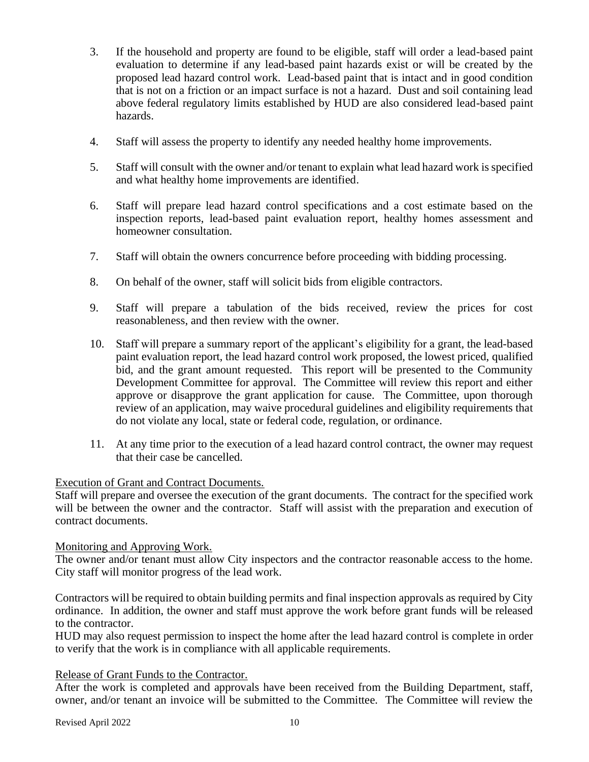3. If the household and property are found to be eligible, staff will order a lead-based paint evaluation to determine if any lead-based paint hazards exist or will be created by the proposed lead hazard control work. Lead-based paint that is intact and in good condition that is not on a friction or an impact surface is not a hazard. Dust and soil containing lead above federal regulatory limits established by HUD are also considered lead-based paint hazards.

4. Staff will assess the property to identify any needed healthy home improvements.

5. Staff will consult with the owner and/or tenant to explain what lead hazard work is specified and what healthy home improvements are identified.

6. Staff will prepare lead hazard control specifications and a cost estimate based on the inspection reports, lead-based paint evaluation report, healthy homes assessment and homeowner consultation.

7. Staff will obtain the owners concurrence before proceeding with bidding processing.

8. On behalf of the owner, staff will solicit bids from eligible contractors.

9. Staff will prepare a tabulation of the bids received, review the prices for cost reasonableness, and then review with the owner.

10. Staff will prepare a summary report of the applicant's eligibility for a grant, the lead-based paint evaluation report, the lead hazard control work proposed, the lowest priced, qualified bid, and the grant amount requested. This report will be presented to the Community Development Committee for approval. The Committee will review this report and either approve or disapprove the grant application for cause. The Committee, upon thorough review of an application, may waive procedural guidelines and eligibility requirements that do not violate any local, state or federal code, regulation, or ordinance.

11. At any time prior to the execution of a lead hazard control contract, the owner may request that their case be cancelled.

<u>Execution of Grant and Contract Documents.</u>
Staff will prepare and oversee the execution of the grant documents. The contract for the specified work will be between the owner and the contractor. Staff will assist with the preparation and execution of contract documents.

<u>Monitoring and Approving Work.</u>
The owner and/or tenant must allow City inspectors and the contractor reasonable access to the home. City staff will monitor progress of the lead work.

Contractors will be required to obtain building permits and final inspection approvals as required by City ordinance. In addition, the owner and staff must approve the work before grant funds will be released to the contractor.
HUD may also request permission to inspect the home after the lead hazard control is complete in order to verify that the work is in compliance with all applicable requirements.

<u>Release of Grant Funds to the Contractor.</u>
After the work is completed and approvals have been received from the Building Department, staff, owner, and/or tenant an invoice will be submitted to the Committee. The Committee will review the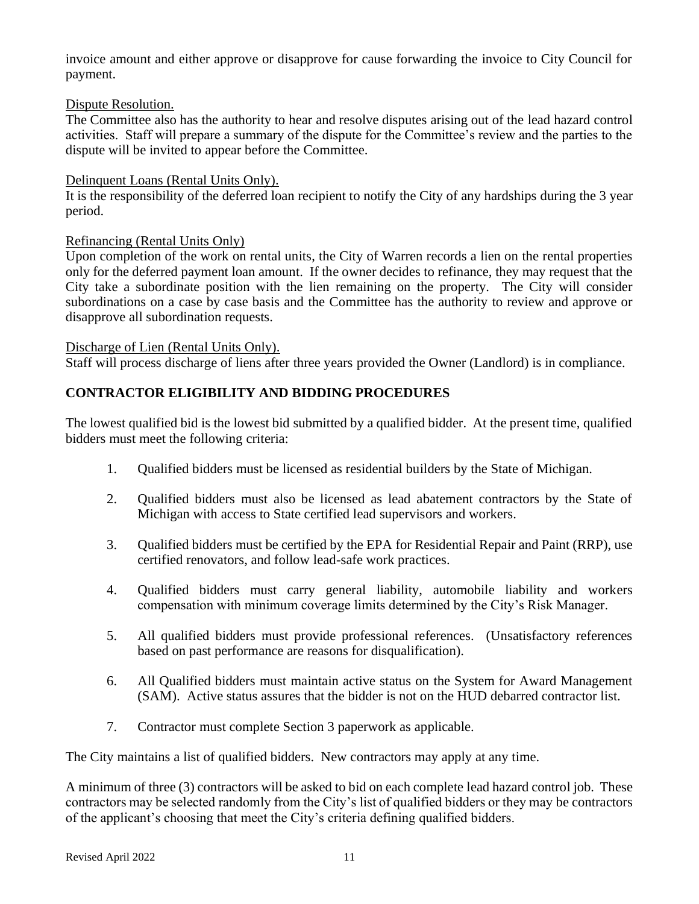invoice amount and either approve or disapprove for cause forwarding the invoice to City Council for payment.

<u>Dispute Resolution.</u>

The Committee also has the authority to hear and resolve disputes arising out of the lead hazard control activities. Staff will prepare a summary of the dispute for the Committee's review and the parties to the dispute will be invited to appear before the Committee.

<u>Delinquent Loans (Rental Units Only).</u>

It is the responsibility of the deferred loan recipient to notify the City of any hardships during the 3 year period.

<u>Refinancing (Rental Units Only)</u>

Upon completion of the work on rental units, the City of Warren records a lien on the rental properties only for the deferred payment loan amount. If the owner decides to refinance, they may request that the City take a subordinate position with the lien remaining on the property. The City will consider subordinations on a case by case basis and the Committee has the authority to review and approve or disapprove all subordination requests.

<u>Discharge of Lien (Rental Units Only).</u>

Staff will process discharge of liens after three years provided the Owner (Landlord) is in compliance.

## CONTRACTOR ELIGIBILITY AND BIDDING PROCEDURES

The lowest qualified bid is the lowest bid submitted by a qualified bidder. At the present time, qualified bidders must meet the following criteria:

1. Qualified bidders must be licensed as residential builders by the State of Michigan.
2. Qualified bidders must also be licensed as lead abatement contractors by the State of Michigan with access to State certified lead supervisors and workers.
3. Qualified bidders must be certified by the EPA for Residential Repair and Paint (RRP), use certified renovators, and follow lead-safe work practices.
4. Qualified bidders must carry general liability, automobile liability and workers compensation with minimum coverage limits determined by the City's Risk Manager.
5. All qualified bidders must provide professional references. (Unsatisfactory references based on past performance are reasons for disqualification).
6. All Qualified bidders must maintain active status on the System for Award Management (SAM). Active status assures that the bidder is not on the HUD debarred contractor list.
7. Contractor must complete Section 3 paperwork as applicable.

The City maintains a list of qualified bidders. New contractors may apply at any time.

A minimum of three (3) contractors will be asked to bid on each complete lead hazard control job. These contractors may be selected randomly from the City's list of qualified bidders or they may be contractors of the applicant's choosing that meet the City's criteria defining qualified bidders.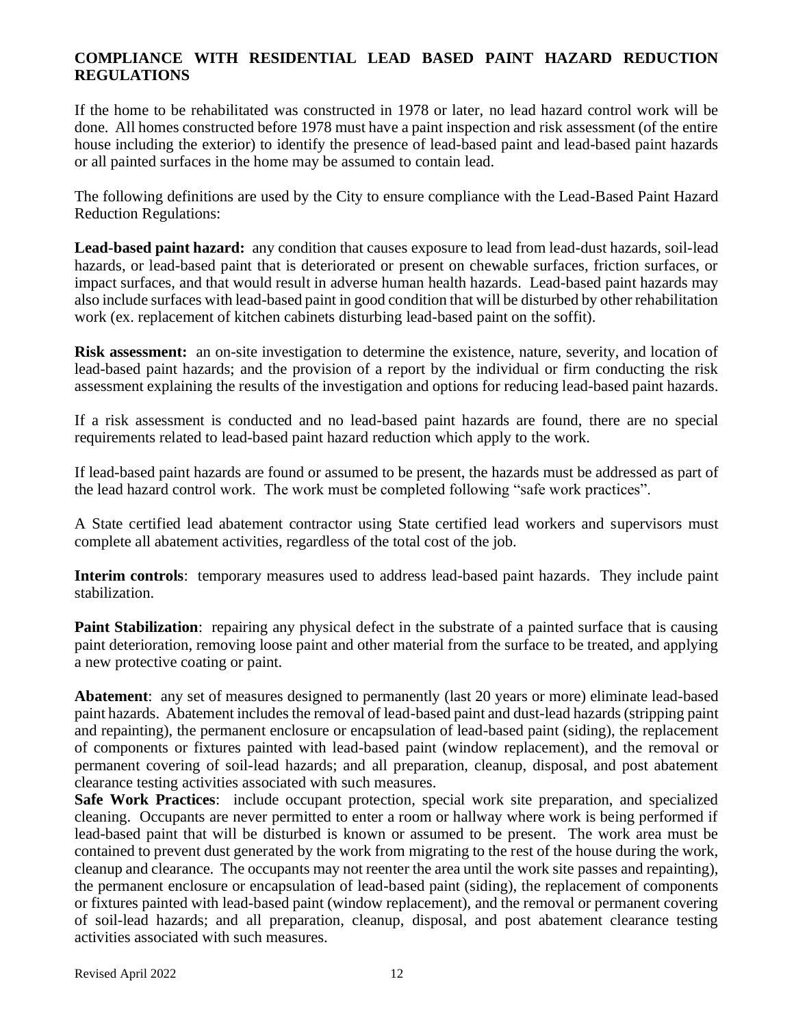## COMPLIANCE WITH RESIDENTIAL LEAD BASED PAINT HAZARD REDUCTION REGULATIONS

If the home to be rehabilitated was constructed in 1978 or later, no lead hazard control work will be done. All homes constructed before 1978 must have a paint inspection and risk assessment (of the entire house including the exterior) to identify the presence of lead-based paint and lead-based paint hazards or all painted surfaces in the home may be assumed to contain lead.

The following definitions are used by the City to ensure compliance with the Lead-Based Paint Hazard Reduction Regulations:

**Lead-based paint hazard:** any condition that causes exposure to lead from lead-dust hazards, soil-lead hazards, or lead-based paint that is deteriorated or present on chewable surfaces, friction surfaces, or impact surfaces, and that would result in adverse human health hazards. Lead-based paint hazards may also include surfaces with lead-based paint in good condition that will be disturbed by other rehabilitation work (ex. replacement of kitchen cabinets disturbing lead-based paint on the soffit).

**Risk assessment:** an on-site investigation to determine the existence, nature, severity, and location of lead-based paint hazards; and the provision of a report by the individual or firm conducting the risk assessment explaining the results of the investigation and options for reducing lead-based paint hazards.

If a risk assessment is conducted and no lead-based paint hazards are found, there are no special requirements related to lead-based paint hazard reduction which apply to the work.

If lead-based paint hazards are found or assumed to be present, the hazards must be addressed as part of the lead hazard control work. The work must be completed following "safe work practices".

A State certified lead abatement contractor using State certified lead workers and supervisors must complete all abatement activities, regardless of the total cost of the job.

**Interim controls**: temporary measures used to address lead-based paint hazards. They include paint stabilization.

**Paint Stabilization**: repairing any physical defect in the substrate of a painted surface that is causing paint deterioration, removing loose paint and other material from the surface to be treated, and applying a new protective coating or paint.

**Abatement**: any set of measures designed to permanently (last 20 years or more) eliminate lead-based paint hazards. Abatement includes the removal of lead-based paint and dust-lead hazards (stripping paint and repainting), the permanent enclosure or encapsulation of lead-based paint (siding), the replacement of components or fixtures painted with lead-based paint (window replacement), and the removal or permanent covering of soil-lead hazards; and all preparation, cleanup, disposal, and post abatement clearance testing activities associated with such measures.

**Safe Work Practices**: include occupant protection, special work site preparation, and specialized cleaning. Occupants are never permitted to enter a room or hallway where work is being performed if lead-based paint that will be disturbed is known or assumed to be present. The work area must be contained to prevent dust generated by the work from migrating to the rest of the house during the work, cleanup and clearance. The occupants may not reenter the area until the work site passes and repainting), the permanent enclosure or encapsulation of lead-based paint (siding), the replacement of components or fixtures painted with lead-based paint (window replacement), and the removal or permanent covering of soil-lead hazards; and all preparation, cleanup, disposal, and post abatement clearance testing activities associated with such measures.

Revised April 2022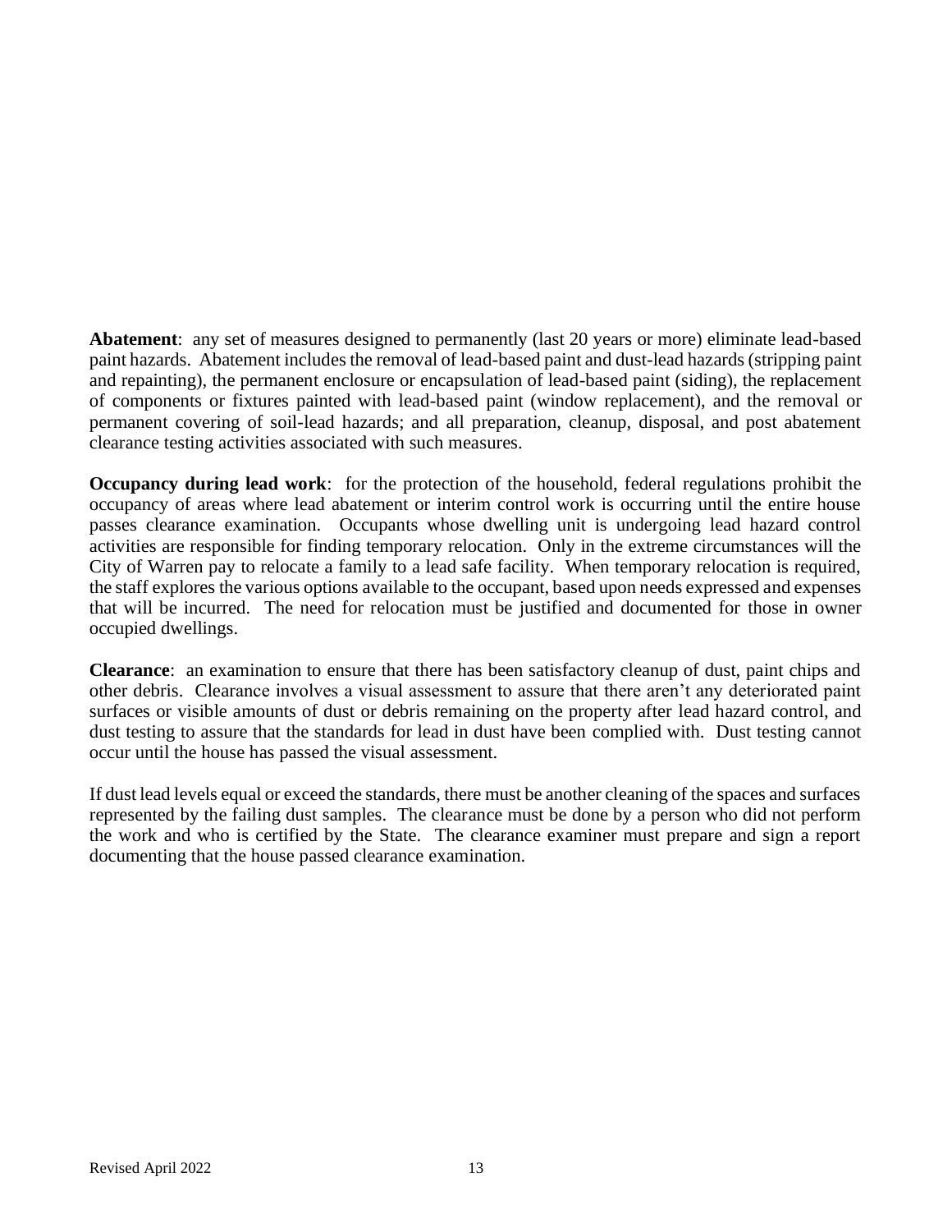**Abatement**: any set of measures designed to permanently (last 20 years or more) eliminate lead-based paint hazards. Abatement includes the removal of lead-based paint and dust-lead hazards (stripping paint and repainting), the permanent enclosure or encapsulation of lead-based paint (siding), the replacement of components or fixtures painted with lead-based paint (window replacement), and the removal or permanent covering of soil-lead hazards; and all preparation, cleanup, disposal, and post abatement clearance testing activities associated with such measures.

**Occupancy during lead work**: for the protection of the household, federal regulations prohibit the occupancy of areas where lead abatement or interim control work is occurring until the entire house passes clearance examination. Occupants whose dwelling unit is undergoing lead hazard control activities are responsible for finding temporary relocation. Only in the extreme circumstances will the City of Warren pay to relocate a family to a lead safe facility. When temporary relocation is required, the staff explores the various options available to the occupant, based upon needs expressed and expenses that will be incurred. The need for relocation must be justified and documented for those in owner occupied dwellings.

**Clearance**: an examination to ensure that there has been satisfactory cleanup of dust, paint chips and other debris. Clearance involves a visual assessment to assure that there aren't any deteriorated paint surfaces or visible amounts of dust or debris remaining on the property after lead hazard control, and dust testing to assure that the standards for lead in dust have been complied with. Dust testing cannot occur until the house has passed the visual assessment.

If dust lead levels equal or exceed the standards, there must be another cleaning of the spaces and surfaces represented by the failing dust samples. The clearance must be done by a person who did not perform the work and who is certified by the State. The clearance examiner must prepare and sign a report documenting that the house passed clearance examination.